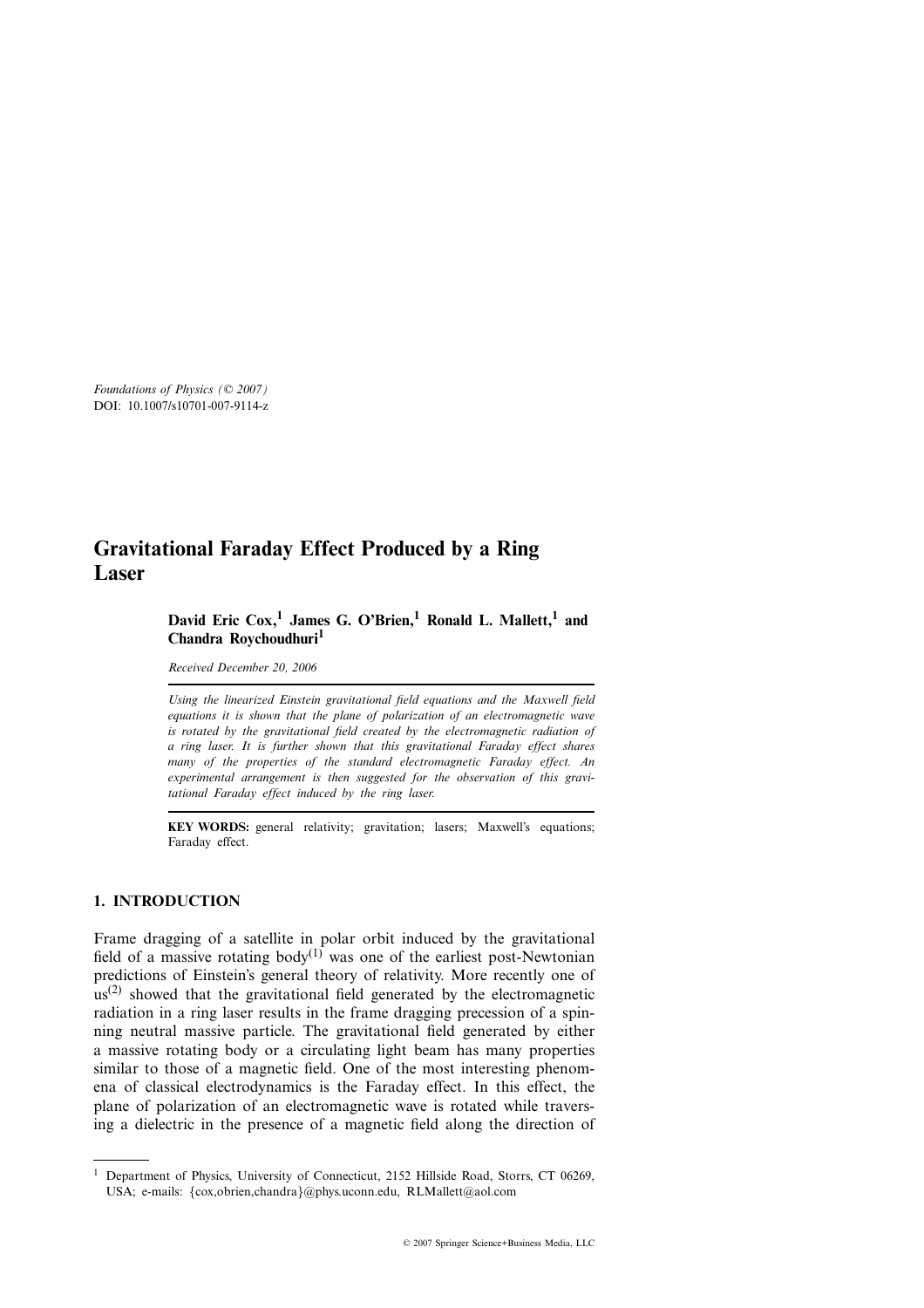Foundations of Physics (© 2007)
DOI: 10.1007/s10701-007-9114-z

# Gravitational Faraday Effect Produced by a Ring Laser

**David Eric Cox,[1] James G. O'Brien,[1] Ronald L. Mallett,[1] and Chandra Roychoudhuri[1]**

*Received December 20, 2006*

*Using the linearized Einstein gravitational field equations and the Maxwell field equations it is shown that the plane of polarization of an electromagnetic wave is rotated by the gravitational field created by the electromagnetic radiation of a ring laser. It is further shown that this gravitational Faraday effect shares many of the properties of the standard electromagnetic Faraday effect. An experimental arrangement is then suggested for the observation of this gravitational Faraday effect induced by the ring laser.*

**KEY WORDS:** general relativity; gravitation; lasers; Maxwell's equations; Faraday effect.

## 1. INTRODUCTION

Frame dragging of a satellite in polar orbit induced by the gravitational field of a massive rotating body[(1)] was one of the earliest post-Newtonian predictions of Einstein's general theory of relativity. More recently one of us[(2)] showed that the gravitational field generated by the electromagnetic radiation in a ring laser results in the frame dragging precession of a spinning neutral massive particle. The gravitational field generated by either a massive rotating body or a circulating light beam has many properties similar to those of a magnetic field. One of the most interesting phenomena of classical electrodynamics is the Faraday effect. In this effect, the plane of polarization of an electromagnetic wave is rotated while traversing a dielectric in the presence of a magnetic field along the direction of

---

[1] Department of Physics, University of Connecticut, 2152 Hillside Road, Storrs, CT 06269, USA; e-mails: {cox,obrien,chandra}@phys.uconn.edu, RLMallett@aol.com

© 2007 Springer Science+Business Media, LLC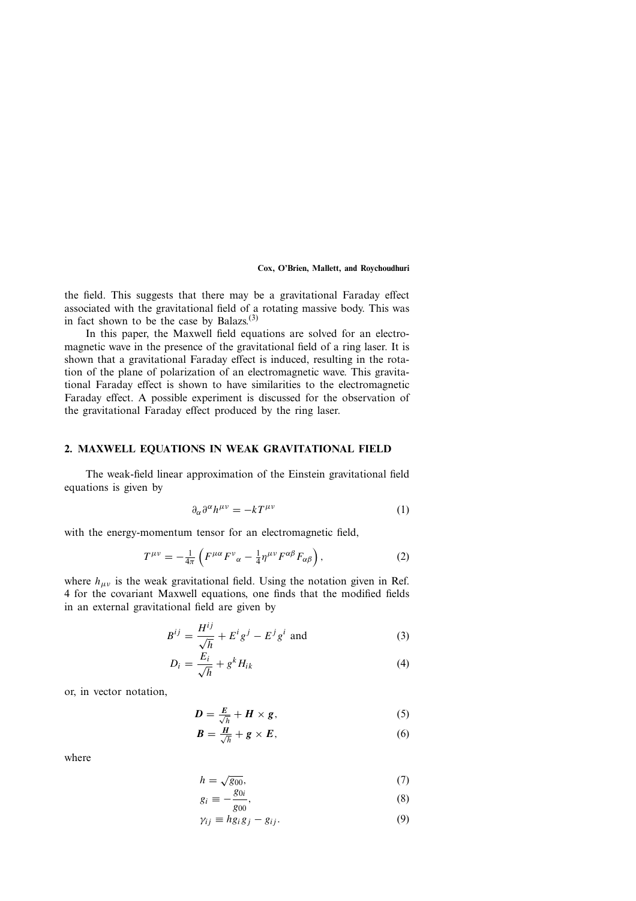the field. This suggests that there may be a gravitational Faraday effect associated with the gravitational field of a rotating massive body. This was in fact shown to be the case by Balazs.[3]

In this paper, the Maxwell field equations are solved for an electromagnetic wave in the presence of the gravitational field of a ring laser. It is shown that a gravitational Faraday effect is induced, resulting in the rotation of the plane of polarization of an electromagnetic wave. This gravitational Faraday effect is shown to have similarities to the electromagnetic Faraday effect. A possible experiment is discussed for the observation of the gravitational Faraday effect produced by the ring laser.

## 2. MAXWELL EQUATIONS IN WEAK GRAVITATIONAL FIELD

The weak-field linear approximation of the Einstein gravitational field equations is given by

$$\partial_\alpha \partial^\alpha h^{\mu\nu} = -kT^{\mu\nu} \tag{1}$$

with the energy-momentum tensor for an electromagnetic field,

$$T^{\mu\nu} = -\tfrac{1}{4\pi}\left(F^{\mu\alpha}F^{\nu}{}_{\alpha} - \tfrac{1}{4}\eta^{\mu\nu}F^{\alpha\beta}F_{\alpha\beta}\right), \tag{2}$$

where $h_{\mu\nu}$ is the weak gravitational field. Using the notation given in Ref. 4 for the covariant Maxwell equations, one finds that the modified fields in an external gravitational field are given by

$$B^{ij} = \frac{H^{ij}}{\sqrt{h}} + E^i g^j - E^j g^i \text{ and} \tag{3}$$

$$D_i = \frac{E_i}{\sqrt{h}} + g^k H_{ik} \tag{4}$$

or, in vector notation,

$$\boldsymbol{D} = \tfrac{\boldsymbol{E}}{\sqrt{h}} + \boldsymbol{H} \times \boldsymbol{g}, \tag{5}$$

$$\boldsymbol{B} = \tfrac{\boldsymbol{H}}{\sqrt{h}} + \boldsymbol{g} \times \boldsymbol{E}, \tag{6}$$

where

$$h = \sqrt{g_{00}}, \tag{7}$$

$$g_i \equiv -\frac{g_{0i}}{g_{00}}, \tag{8}$$

$$\gamma_{ij} \equiv h g_i g_j - g_{ij}. \tag{9}$$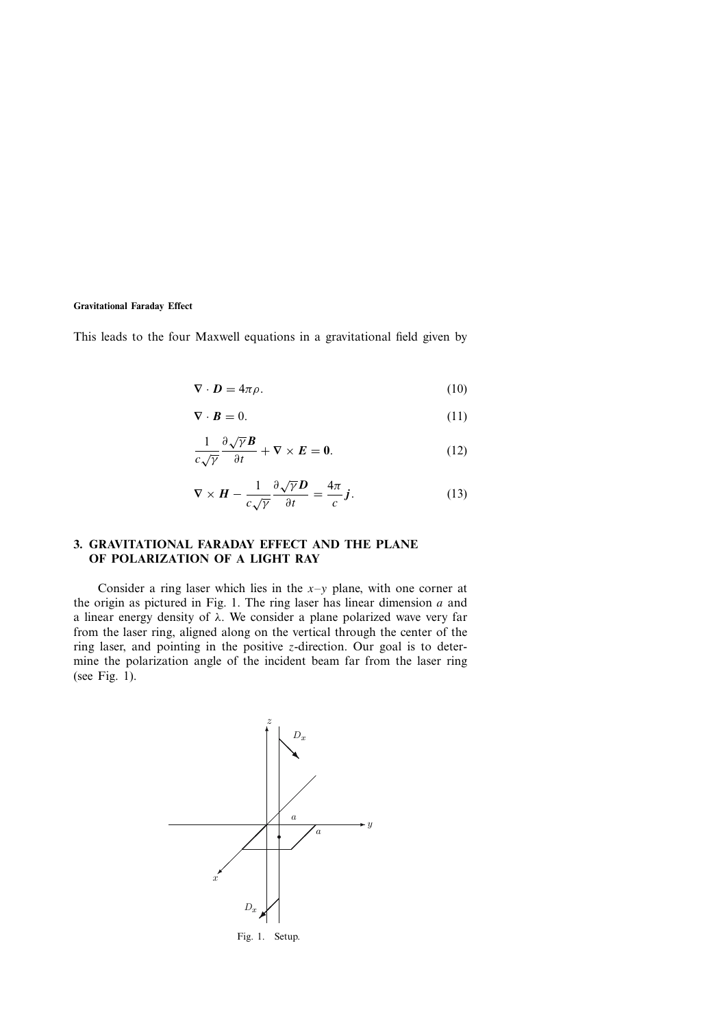This leads to the four Maxwell equations in a gravitational field given by

$$\nabla \cdot \boldsymbol{D} = 4\pi\rho. \tag{10}$$

$$\nabla \cdot \boldsymbol{B} = 0. \tag{11}$$

$$\frac{1}{c\sqrt{\gamma}} \frac{\partial \sqrt{\gamma} \boldsymbol{B}}{\partial t} + \nabla \times \boldsymbol{E} = \boldsymbol{0}. \tag{12}$$

$$\nabla \times \boldsymbol{H} - \frac{1}{c\sqrt{\gamma}} \frac{\partial \sqrt{\gamma} \boldsymbol{D}}{\partial t} = \frac{4\pi}{c} \boldsymbol{j}. \tag{13}$$

## 3. GRAVITATIONAL FARADAY EFFECT AND THE PLANE OF POLARIZATION OF A LIGHT RAY

Consider a ring laser which lies in the $x$–$y$ plane, with one corner at the origin as pictured in Fig. 1. The ring laser has linear dimension $a$ and a linear energy density of $\lambda$. We consider a plane polarized wave very far from the laser ring, aligned along on the vertical through the center of the ring laser, and pointing in the positive $z$-direction. Our goal is to determine the polarization angle of the incident beam far from the laser ring (see Fig. 1).

Fig. 1. Setup.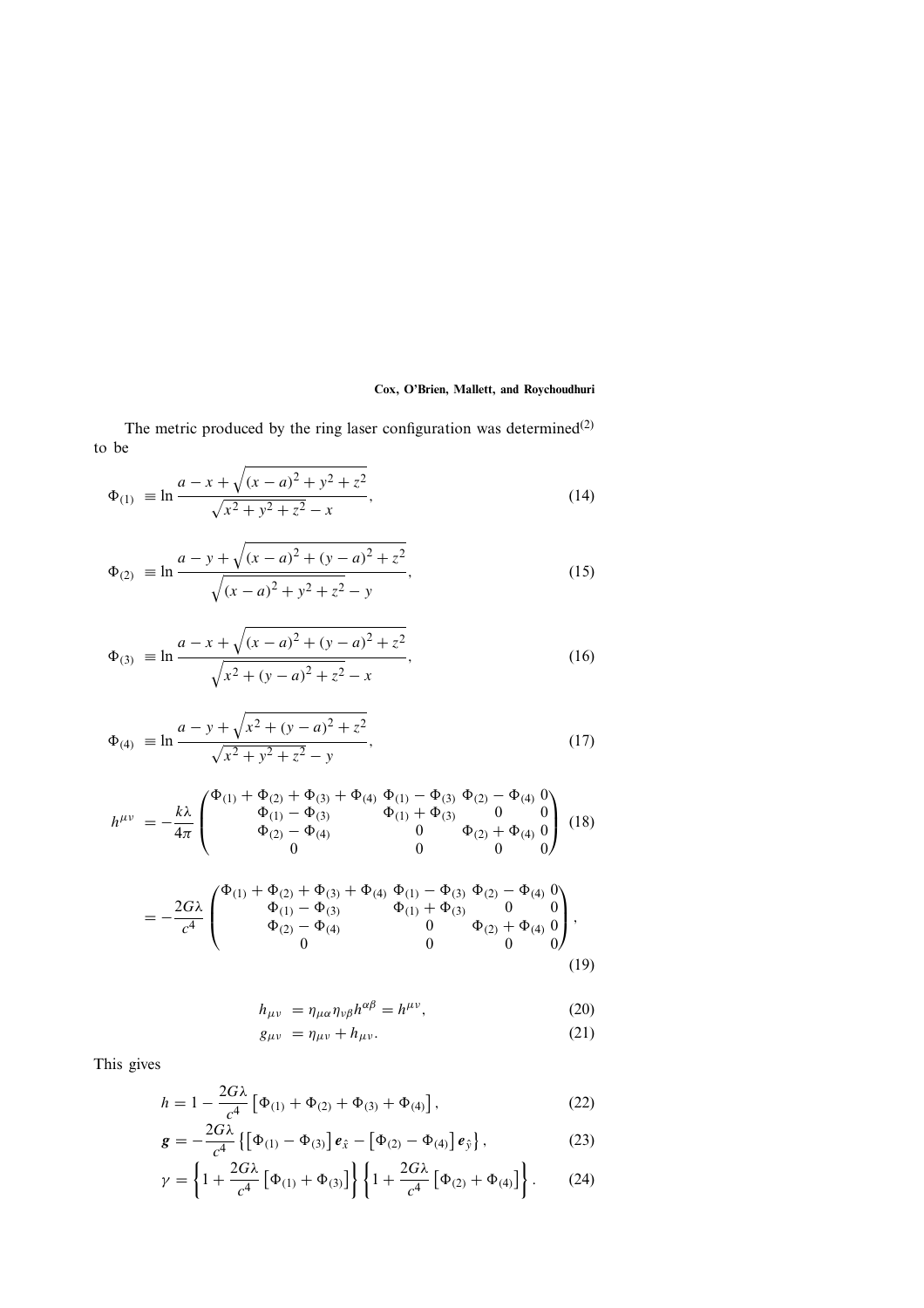The metric produced by the ring laser configuration was determined[2] to be

$$\Phi_{(1)} \equiv \ln \frac{a - x + \sqrt{(x-a)^2 + y^2 + z^2}}{\sqrt{x^2 + y^2 + z^2} - x}, \tag{14}$$

$$\Phi_{(2)} \equiv \ln \frac{a - y + \sqrt{(x-a)^2 + (y-a)^2 + z^2}}{\sqrt{(x-a)^2 + y^2 + z^2} - y}, \tag{15}$$

$$\Phi_{(3)} \equiv \ln \frac{a - x + \sqrt{(x-a)^2 + (y-a)^2 + z^2}}{\sqrt{x^2 + (y-a)^2 + z^2} - x}, \tag{16}$$

$$\Phi_{(4)} \equiv \ln \frac{a - y + \sqrt{x^2 + (y-a)^2 + z^2}}{\sqrt{x^2 + y^2 + z^2} - y}, \tag{17}$$

$$h^{\mu\nu} = -\frac{k\lambda}{4\pi} \begin{pmatrix} \Phi_{(1)} + \Phi_{(2)} + \Phi_{(3)} + \Phi_{(4)} & \Phi_{(1)} - \Phi_{(3)} & \Phi_{(2)} - \Phi_{(4)} & 0 \\ \Phi_{(1)} - \Phi_{(3)} & \Phi_{(1)} + \Phi_{(3)} & 0 & 0 \\ \Phi_{(2)} - \Phi_{(4)} & 0 & \Phi_{(2)} + \Phi_{(4)} & 0 \\ 0 & 0 & 0 & 0 \end{pmatrix} \tag{18}$$

$$= -\frac{2G\lambda}{c^4} \begin{pmatrix} \Phi_{(1)} + \Phi_{(2)} + \Phi_{(3)} + \Phi_{(4)} & \Phi_{(1)} - \Phi_{(3)} & \Phi_{(2)} - \Phi_{(4)} & 0 \\ \Phi_{(1)} - \Phi_{(3)} & \Phi_{(1)} + \Phi_{(3)} & 0 & 0 \\ \Phi_{(2)} - \Phi_{(4)} & 0 & \Phi_{(2)} + \Phi_{(4)} & 0 \\ 0 & 0 & 0 & 0 \end{pmatrix}, \tag{19}$$

$$h_{\mu\nu} = \eta_{\mu\alpha}\eta_{\nu\beta}h^{\alpha\beta} = h^{\mu\nu}, \tag{20}$$

$$g_{\mu\nu} = \eta_{\mu\nu} + h_{\mu\nu}. \tag{21}$$

This gives

$$h = 1 - \frac{2G\lambda}{c^4}\left[\Phi_{(1)} + \Phi_{(2)} + \Phi_{(3)} + \Phi_{(4)}\right], \tag{22}$$

$$\boldsymbol{g} = -\frac{2G\lambda}{c^4}\left\{\left[\Phi_{(1)} - \Phi_{(3)}\right]\boldsymbol{e}_{\hat{x}} - \left[\Phi_{(2)} - \Phi_{(4)}\right]\boldsymbol{e}_{\hat{y}}\right\}, \tag{23}$$

$$\gamma = \left\{1 + \frac{2G\lambda}{c^4}\left[\Phi_{(1)} + \Phi_{(3)}\right]\right\}\left\{1 + \frac{2G\lambda}{c^4}\left[\Phi_{(2)} + \Phi_{(4)}\right]\right\}. \tag{24}$$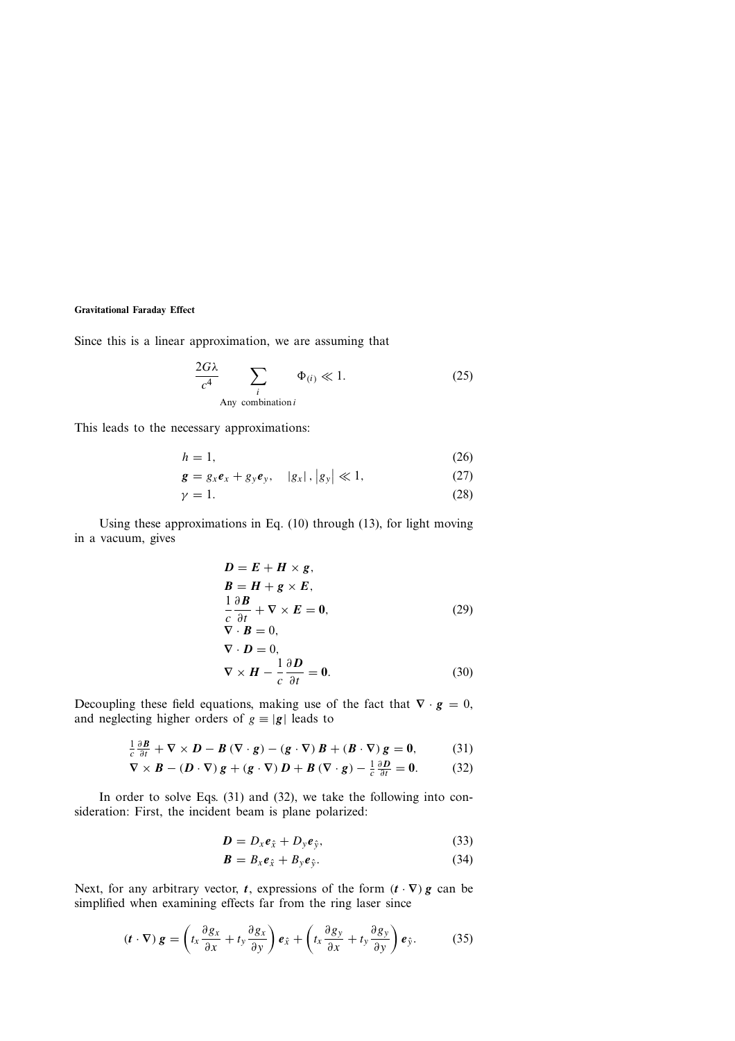Since this is a linear approximation, we are assuming that

$$\frac{2G\lambda}{c^4} \sum_{\substack{i \\ \text{Any combination } i}} \Phi_{(i)} \ll 1. \tag{25}$$

This leads to the necessary approximations:

$$h = 1, \tag{26}$$

$$\boldsymbol{g} = g_x \boldsymbol{e}_x + g_y \boldsymbol{e}_y, \quad |g_x|, |g_y| \ll 1, \tag{27}$$

$$\gamma = 1. \tag{28}$$

Using these approximations in Eq. (10) through (13), for light moving in a vacuum, gives

$$\begin{aligned}
&\boldsymbol{D} = \boldsymbol{E} + \boldsymbol{H} \times \boldsymbol{g}, \\
&\boldsymbol{B} = \boldsymbol{H} + \boldsymbol{g} \times \boldsymbol{E}, \\
&\frac{1}{c}\frac{\partial \boldsymbol{B}}{\partial t} + \nabla \times \boldsymbol{E} = \boldsymbol{0}, \\
&\nabla \cdot \boldsymbol{B} = 0,
\end{aligned} \tag{29}$$

$$\begin{aligned}
&\nabla \cdot \boldsymbol{D} = 0, \\
&\nabla \times \boldsymbol{H} - \frac{1}{c}\frac{\partial \boldsymbol{D}}{\partial t} = \boldsymbol{0}.
\end{aligned} \tag{30}$$

Decoupling these field equations, making use of the fact that $\nabla \cdot \boldsymbol{g} = 0$, and neglecting higher orders of $g \equiv |\boldsymbol{g}|$ leads to

$$\frac{1}{c}\frac{\partial \boldsymbol{B}}{\partial t} + \nabla \times \boldsymbol{D} - \boldsymbol{B}(\nabla \cdot \boldsymbol{g}) - (\boldsymbol{g} \cdot \nabla)\boldsymbol{B} + (\boldsymbol{B} \cdot \nabla)\boldsymbol{g} = \boldsymbol{0}, \tag{31}$$

$$\nabla \times \boldsymbol{B} - (\boldsymbol{D} \cdot \nabla)\boldsymbol{g} + (\boldsymbol{g} \cdot \nabla)\boldsymbol{D} + \boldsymbol{B}(\nabla \cdot \boldsymbol{g}) - \frac{1}{c}\frac{\partial \boldsymbol{D}}{\partial t} = \boldsymbol{0}. \tag{32}$$

In order to solve Eqs. (31) and (32), we take the following into consideration: First, the incident beam is plane polarized:

$$\boldsymbol{D} = D_x \boldsymbol{e}_{\hat{x}} + D_y \boldsymbol{e}_{\hat{y}}, \tag{33}$$

$$\boldsymbol{B} = B_x \boldsymbol{e}_{\hat{x}} + B_y \boldsymbol{e}_{\hat{y}}. \tag{34}$$

Next, for any arbitrary vector, $\boldsymbol{t}$, expressions of the form $(\boldsymbol{t} \cdot \nabla)\boldsymbol{g}$ can be simplified when examining effects far from the ring laser since

$$(\boldsymbol{t} \cdot \nabla)\boldsymbol{g} = \left(t_x \frac{\partial g_x}{\partial x} + t_y \frac{\partial g_x}{\partial y}\right)\boldsymbol{e}_{\hat{x}} + \left(t_x \frac{\partial g_y}{\partial x} + t_y \frac{\partial g_y}{\partial y}\right)\boldsymbol{e}_{\hat{y}}. \tag{35}$$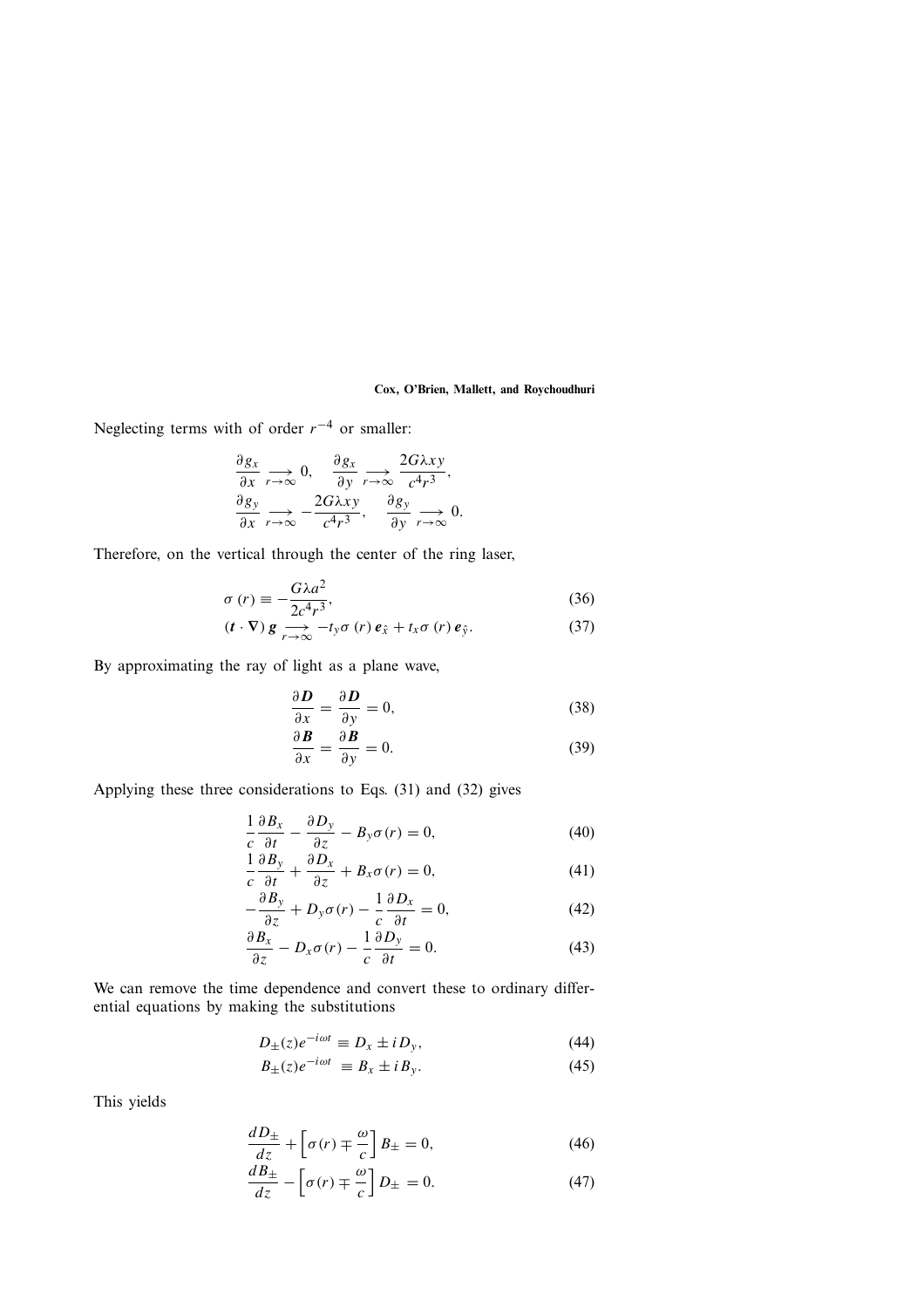Neglecting terms with of order $r^{-4}$ or smaller:

$$
\frac{\partial g_x}{\partial x} \underset{r\to\infty}{\longrightarrow} 0, \quad \frac{\partial g_x}{\partial y} \underset{r\to\infty}{\longrightarrow} \frac{2G\lambda xy}{c^4 r^3},
$$

$$
\frac{\partial g_y}{\partial x} \underset{r\to\infty}{\longrightarrow} -\frac{2G\lambda xy}{c^4 r^3}, \quad \frac{\partial g_y}{\partial y} \underset{r\to\infty}{\longrightarrow} 0.
$$

Therefore, on the vertical through the center of the ring laser,

$$
\sigma(r) \equiv -\frac{G\lambda a^2}{2c^4 r^3}, \tag{36}
$$

$$
(\boldsymbol{t}\cdot\boldsymbol{\nabla})\,\boldsymbol{g} \underset{r\to\infty}{\longrightarrow} -t_y\sigma(r)\,\boldsymbol{e}_{\hat{x}} + t_x\sigma(r)\,\boldsymbol{e}_{\hat{y}}. \tag{37}
$$

By approximating the ray of light as a plane wave,

$$
\frac{\partial \boldsymbol{D}}{\partial x} = \frac{\partial \boldsymbol{D}}{\partial y} = 0, \tag{38}
$$

$$
\frac{\partial \boldsymbol{B}}{\partial x} = \frac{\partial \boldsymbol{B}}{\partial y} = 0. \tag{39}
$$

Applying these three considerations to Eqs. (31) and (32) gives

$$
\frac{1}{c}\frac{\partial B_x}{\partial t} - \frac{\partial D_y}{\partial z} - B_y\sigma(r) = 0, \tag{40}
$$

$$
\frac{1}{c}\frac{\partial B_y}{\partial t} + \frac{\partial D_x}{\partial z} + B_x\sigma(r) = 0, \tag{41}
$$

$$
-\frac{\partial B_y}{\partial z} + D_y\sigma(r) - \frac{1}{c}\frac{\partial D_x}{\partial t} = 0, \tag{42}
$$

$$
\frac{\partial B_x}{\partial z} - D_x\sigma(r) - \frac{1}{c}\frac{\partial D_y}{\partial t} = 0. \tag{43}
$$

We can remove the time dependence and convert these to ordinary differential equations by making the substitutions

$$
D_\pm(z)e^{-i\omega t} \equiv D_x \pm i D_y, \tag{44}
$$

$$
B_\pm(z)e^{-i\omega t} \equiv B_x \pm i B_y. \tag{45}
$$

This yields

$$
\frac{dD_\pm}{dz} + \left[\sigma(r) \mp \frac{\omega}{c}\right] B_\pm = 0, \tag{46}
$$

$$
\frac{dB_\pm}{dz} - \left[\sigma(r) \mp \frac{\omega}{c}\right] D_\pm = 0. \tag{47}
$$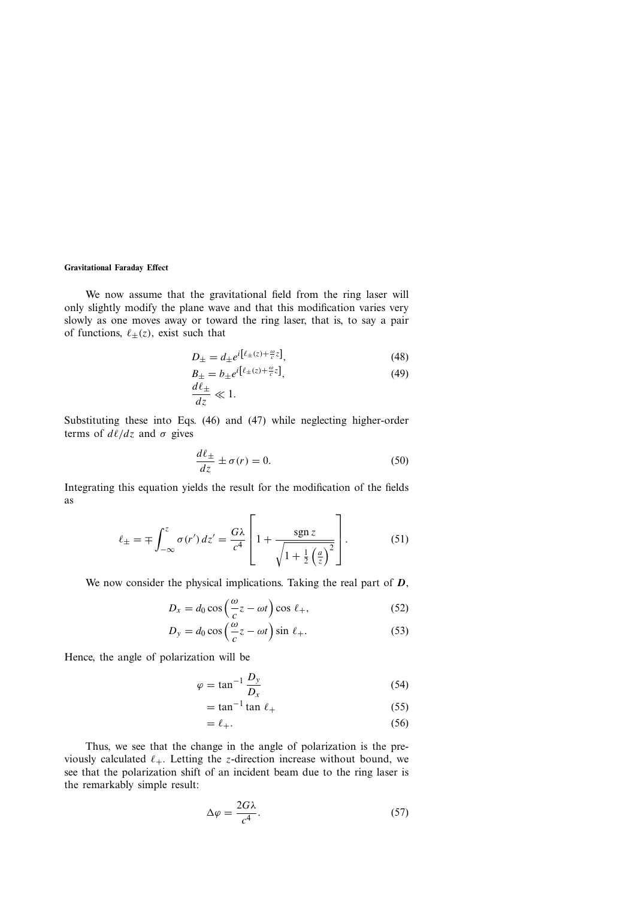We now assume that the gravitational field from the ring laser will only slightly modify the plane wave and that this modification varies very slowly as one moves away or toward the ring laser, that is, to say a pair of functions, $\ell_\pm(z)$, exist such that

$$D_\pm = d_\pm e^{i\left[\ell_\pm(z)+\frac{\omega}{c}z\right]}, \tag{48}$$

$$B_\pm = b_\pm e^{i\left[\ell_\pm(z)+\frac{\omega}{c}z\right]}, \tag{49}$$

$$\frac{d\ell_\pm}{dz} \ll 1.$$

Substituting these into Eqs. (46) and (47) while neglecting higher-order terms of $d\ell/dz$ and $\sigma$ gives

$$\frac{d\ell_\pm}{dz} \pm \sigma(r) = 0. \tag{50}$$

Integrating this equation yields the result for the modification of the fields as

$$\ell_\pm = \mp \int_{-\infty}^{z} \sigma(r')\, dz' = \frac{G\lambda}{c^4}\left[1 + \frac{\operatorname{sgn} z}{\sqrt{1+\frac{1}{2}\left(\frac{a}{z}\right)^2}}\right]. \tag{51}$$

We now consider the physical implications. Taking the real part of $\boldsymbol{D}$,

$$D_x = d_0 \cos\left(\frac{\omega}{c}z - \omega t\right)\cos \ell_+, \tag{52}$$

$$D_y = d_0 \cos\left(\frac{\omega}{c}z - \omega t\right)\sin \ell_+. \tag{53}$$

Hence, the angle of polarization will be

$$\varphi = \tan^{-1}\frac{D_y}{D_x} \tag{54}$$

$$= \tan^{-1}\tan \ell_+ \tag{55}$$

$$= \ell_+. \tag{56}$$

Thus, we see that the change in the angle of polarization is the previously calculated $\ell_+$. Letting the $z$-direction increase without bound, we see that the polarization shift of an incident beam due to the ring laser is the remarkably simple result:

$$\Delta\varphi = \frac{2G\lambda}{c^4}. \tag{57}$$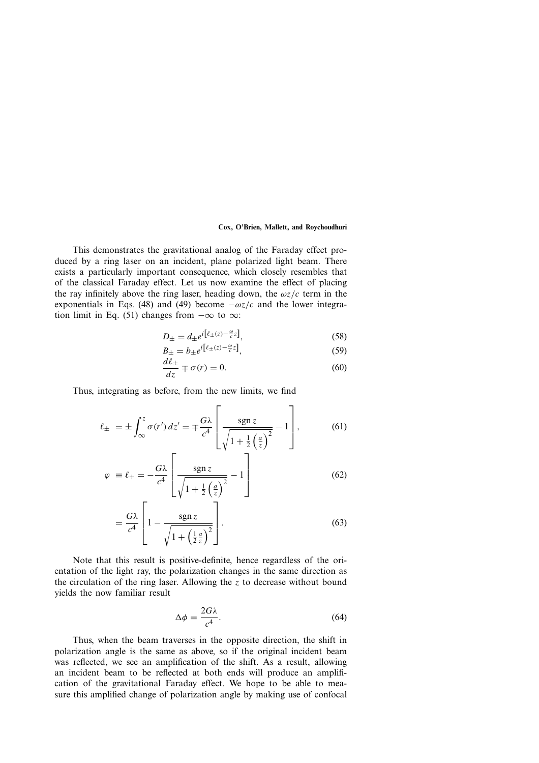This demonstrates the gravitational analog of the Faraday effect produced by a ring laser on an incident, plane polarized light beam. There exists a particularly important consequence, which closely resembles that of the classical Faraday effect. Let us now examine the effect of placing the ray infinitely above the ring laser, heading down, the $\omega z/c$ term in the exponentials in Eqs. (48) and (49) become $-\omega z/c$ and the lower integration limit in Eq. (51) changes from $-\infty$ to $\infty$:

$$D_{\pm} = d_{\pm} e^{i\left[\ell_{\pm}(z) - \frac{\omega}{c} z\right]}, \tag{58}$$

$$B_{\pm} = b_{\pm} e^{i\left[\ell_{\pm}(z) - \frac{\omega}{c} z\right]}, \tag{59}$$

$$\frac{d\ell_{\pm}}{dz} \mp \sigma(r) = 0. \tag{60}$$

Thus, integrating as before, from the new limits, we find

$$\ell_{\pm} = \pm \int_{\infty}^{z} \sigma(r')\, dz' = \mp \frac{G\lambda}{c^4} \left[ \frac{\operatorname{sgn} z}{\sqrt{1 + \frac{1}{2}\left(\frac{a}{z}\right)^2}} - 1 \right], \tag{61}$$

$$\varphi \equiv \ell_{+} = -\frac{G\lambda}{c^4} \left[ \frac{\operatorname{sgn} z}{\sqrt{1 + \frac{1}{2}\left(\frac{a}{z}\right)^2}} - 1 \right] \tag{62}$$

$$= \frac{G\lambda}{c^4} \left[ 1 - \frac{\operatorname{sgn} z}{\sqrt{1 + \left(\frac{1}{2}\frac{a}{z}\right)^2}} \right]. \tag{63}$$

Note that this result is positive-definite, hence regardless of the orientation of the light ray, the polarization changes in the same direction as the circulation of the ring laser. Allowing the $z$ to decrease without bound yields the now familiar result

$$\Delta\phi = \frac{2G\lambda}{c^4}. \tag{64}$$

Thus, when the beam traverses in the opposite direction, the shift in polarization angle is the same as above, so if the original incident beam was reflected, we see an amplification of the shift. As a result, allowing an incident beam to be reflected at both ends will produce an amplification of the gravitational Faraday effect. We hope to be able to measure this amplified change of polarization angle by making use of confocal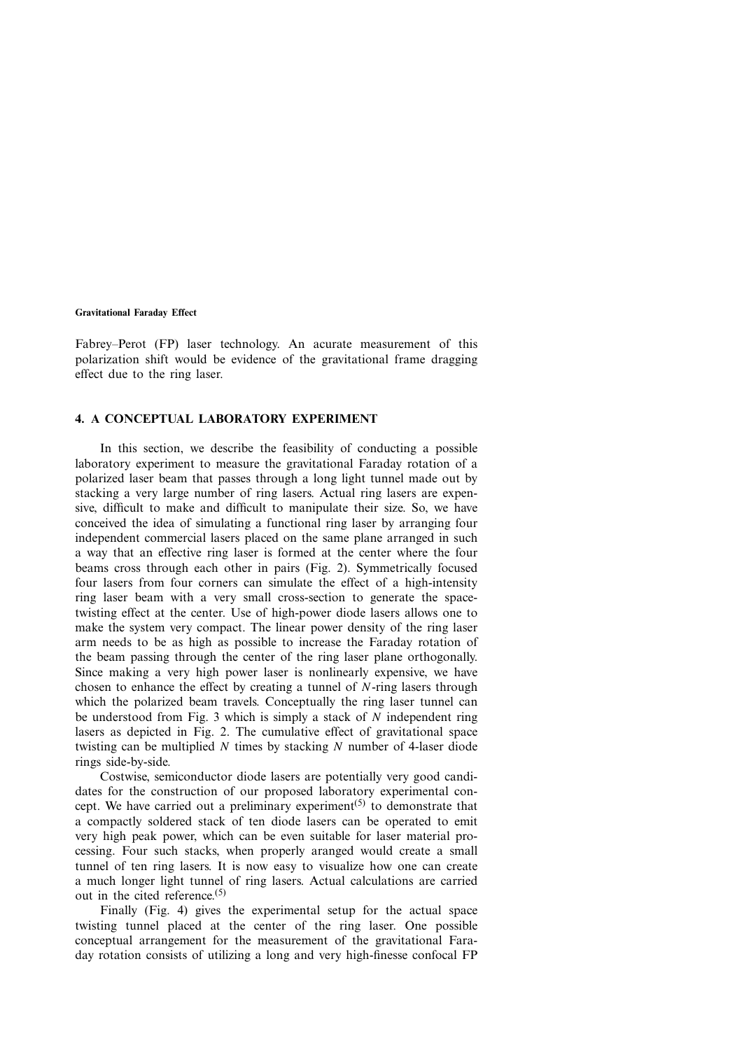Fabrey–Perot (FP) laser technology. An acurate measurement of this polarization shift would be evidence of the gravitational frame dragging effect due to the ring laser.

## 4. A CONCEPTUAL LABORATORY EXPERIMENT

In this section, we describe the feasibility of conducting a possible laboratory experiment to measure the gravitational Faraday rotation of a polarized laser beam that passes through a long light tunnel made out by stacking a very large number of ring lasers. Actual ring lasers are expensive, difficult to make and difficult to manipulate their size. So, we have conceived the idea of simulating a functional ring laser by arranging four independent commercial lasers placed on the same plane arranged in such a way that an effective ring laser is formed at the center where the four beams cross through each other in pairs (Fig. 2). Symmetrically focused four lasers from four corners can simulate the effect of a high-intensity ring laser beam with a very small cross-section to generate the space-twisting effect at the center. Use of high-power diode lasers allows one to make the system very compact. The linear power density of the ring laser arm needs to be as high as possible to increase the Faraday rotation of the beam passing through the center of the ring laser plane orthogonally. Since making a very high power laser is nonlinearly expensive, we have chosen to enhance the effect by creating a tunnel of $N$-ring lasers through which the polarized beam travels. Conceptually the ring laser tunnel can be understood from Fig. 3 which is simply a stack of $N$ independent ring lasers as depicted in Fig. 2. The cumulative effect of gravitational space twisting can be multiplied $N$ times by stacking $N$ number of 4-laser diode rings side-by-side.

Costwise, semiconductor diode lasers are potentially very good candidates for the construction of our proposed laboratory experimental concept. We have carried out a preliminary experiment[5] to demonstrate that a compactly soldered stack of ten diode lasers can be operated to emit very high peak power, which can be even suitable for laser material processing. Four such stacks, when properly aranged would create a small tunnel of ten ring lasers. It is now easy to visualize how one can create a much longer light tunnel of ring lasers. Actual calculations are carried out in the cited reference.[5]

Finally (Fig. 4) gives the experimental setup for the actual space twisting tunnel placed at the center of the ring laser. One possible conceptual arrangement for the measurement of the gravitational Faraday rotation consists of utilizing a long and very high-finesse confocal FP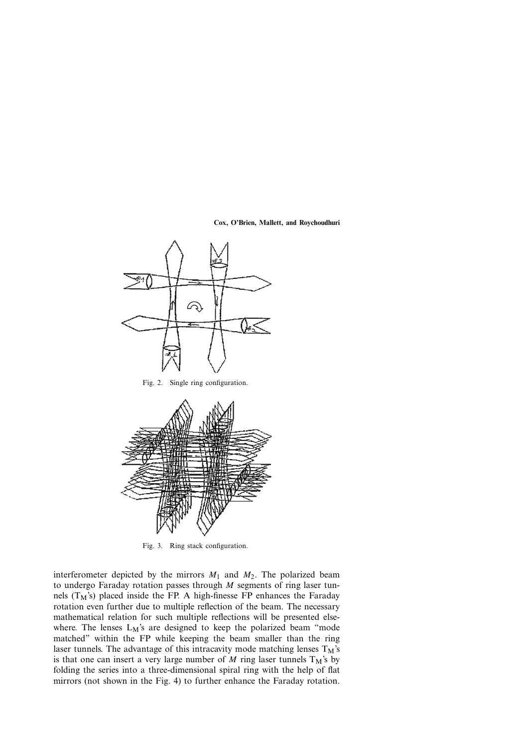Fig. 2. Single ring configuration.

Fig. 3. Ring stack configuration.

interferometer depicted by the mirrors $M_1$ and $M_2$. The polarized beam to undergo Faraday rotation passes through $M$ segments of ring laser tunnels ($T_M$'s) placed inside the FP. A high-finesse FP enhances the Faraday rotation even further due to multiple reflection of the beam. The necessary mathematical relation for such multiple reflections will be presented elsewhere. The lenses $L_M$'s are designed to keep the polarized beam "mode matched" within the FP while keeping the beam smaller than the ring laser tunnels. The advantage of this intracavity mode matching lenses $T_M$'s is that one can insert a very large number of $M$ ring laser tunnels $T_M$'s by folding the series into a three-dimensional spiral ring with the help of flat mirrors (not shown in the Fig. 4) to further enhance the Faraday rotation.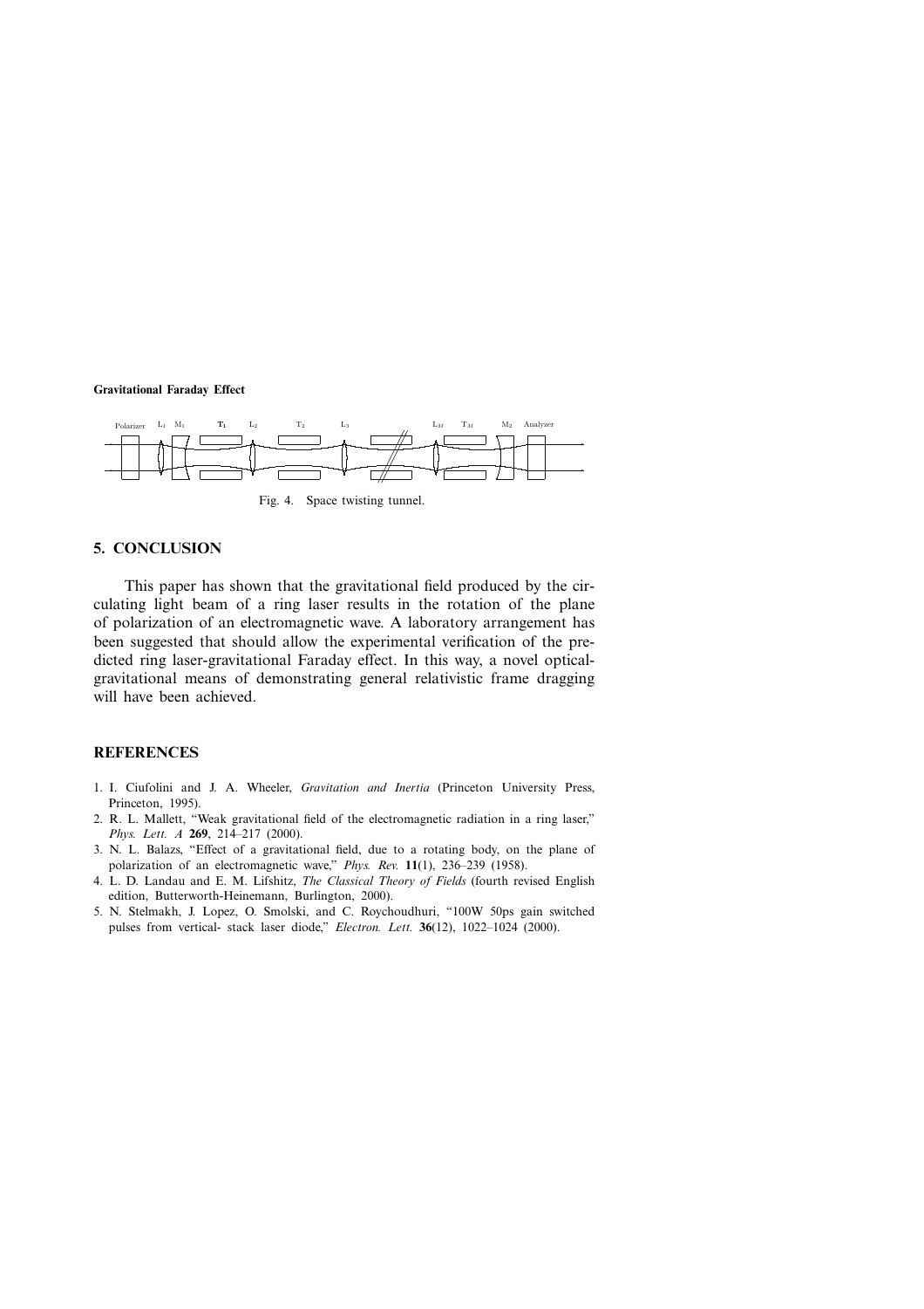Polarizer $L_1$ $M_1$ $T_1$ $L_2$ $T_2$ $L_3$ $L_M$ $T_M$ $M_2$ Analyzer

Fig. 4. Space twisting tunnel.

## 5. CONCLUSION

This paper has shown that the gravitational field produced by the circulating light beam of a ring laser results in the rotation of the plane of polarization of an electromagnetic wave. A laboratory arrangement has been suggested that should allow the experimental verification of the predicted ring laser-gravitational Faraday effect. In this way, a novel optical-gravitational means of demonstrating general relativistic frame dragging will have been achieved.

## REFERENCES

1. I. Ciufolini and J. A. Wheeler, *Gravitation and Inertia* (Princeton University Press, Princeton, 1995).
2. R. L. Mallett, "Weak gravitational field of the electromagnetic radiation in a ring laser," *Phys. Lett. A* **269**, 214–217 (2000).
3. N. L. Balazs, "Effect of a gravitational field, due to a rotating body, on the plane of polarization of an electromagnetic wave," *Phys. Rev.* **11**(1), 236–239 (1958).
4. L. D. Landau and E. M. Lifshitz, *The Classical Theory of Fields* (fourth revised English edition, Butterworth-Heinemann, Burlington, 2000).
5. N. Stelmakh, J. Lopez, O. Smolski, and C. Roychoudhuri, "100W 50ps gain switched pulses from vertical- stack laser diode," *Electron. Lett.* **36**(12), 1022–1024 (2000).